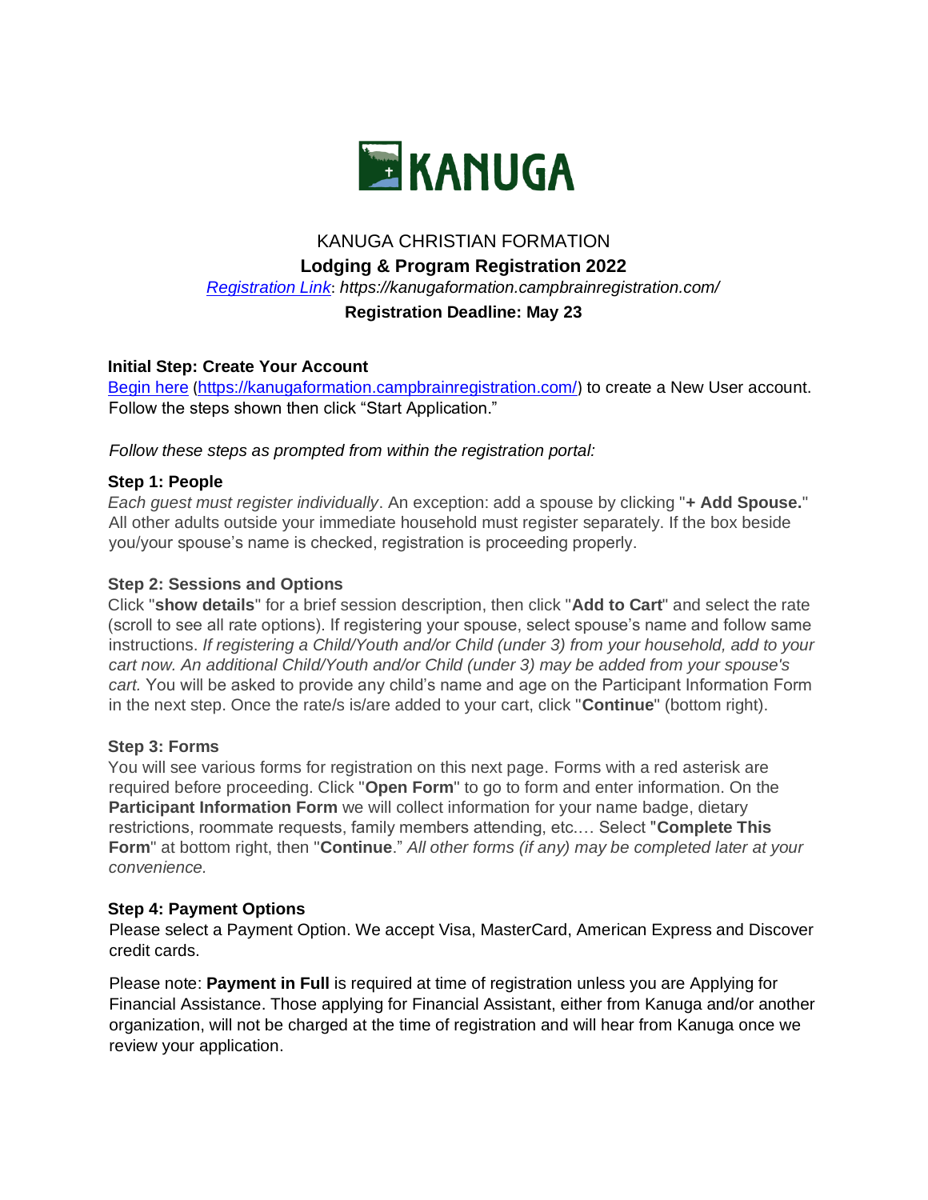KANUGA

KANUGA CHRISTIAN FORMATION

**Lodging & Program Registration 2022**

*[Registration Link](https://kanugaformation.campbrainregistration.com/): https://kanugaformation.campbrainregistration.com/*

**Registration Deadline: May 23**

**Initial Step: Create Your Account**

[Begin here](https://kanugaformation.campbrainregistration.com/) (https://kanugaformation.campbrainregistration.com/) to create a New User account. Follow the steps shown then click "Start Application."

*Follow these steps as prompted from within the registration portal:*

**Step 1: People**

*Each guest must register individually*. An exception: add a spouse by clicking "**+ Add Spouse.**" All other adults outside your immediate household must register separately. If the box beside you/your spouse's name is checked, registration is proceeding properly.

**Step 2: Sessions and Options**

Click "**show details**" for a brief session description, then click "**Add to Cart**" and select the rate (scroll to see all rate options). If registering your spouse, select spouse's name and follow same instructions. *If registering a Child/Youth and/or Child (under 3) from your household, add to your cart now. An additional Child/Youth and/or Child (under 3) may be added from your spouse's cart.* You will be asked to provide any child's name and age on the Participant Information Form in the next step. Once the rate/s is/are added to your cart, click "**Continue**" (bottom right).

**Step 3: Forms**

You will see various forms for registration on this next page. Forms with a red asterisk are required before proceeding. Click "**Open Form**" to go to form and enter information. On the **Participant Information Form** we will collect information for your name badge, dietary restrictions, roommate requests, family members attending, etc.… Select "**Complete This Form**" at bottom right, then "**Continue**." *All other forms (if any) may be completed later at your convenience.*

**Step 4: Payment Options**

Please select a Payment Option. We accept Visa, MasterCard, American Express and Discover credit cards.

Please note: **Payment in Full** is required at time of registration unless you are Applying for Financial Assistance. Those applying for Financial Assistant, either from Kanuga and/or another organization, will not be charged at the time of registration and will hear from Kanuga once we review your application.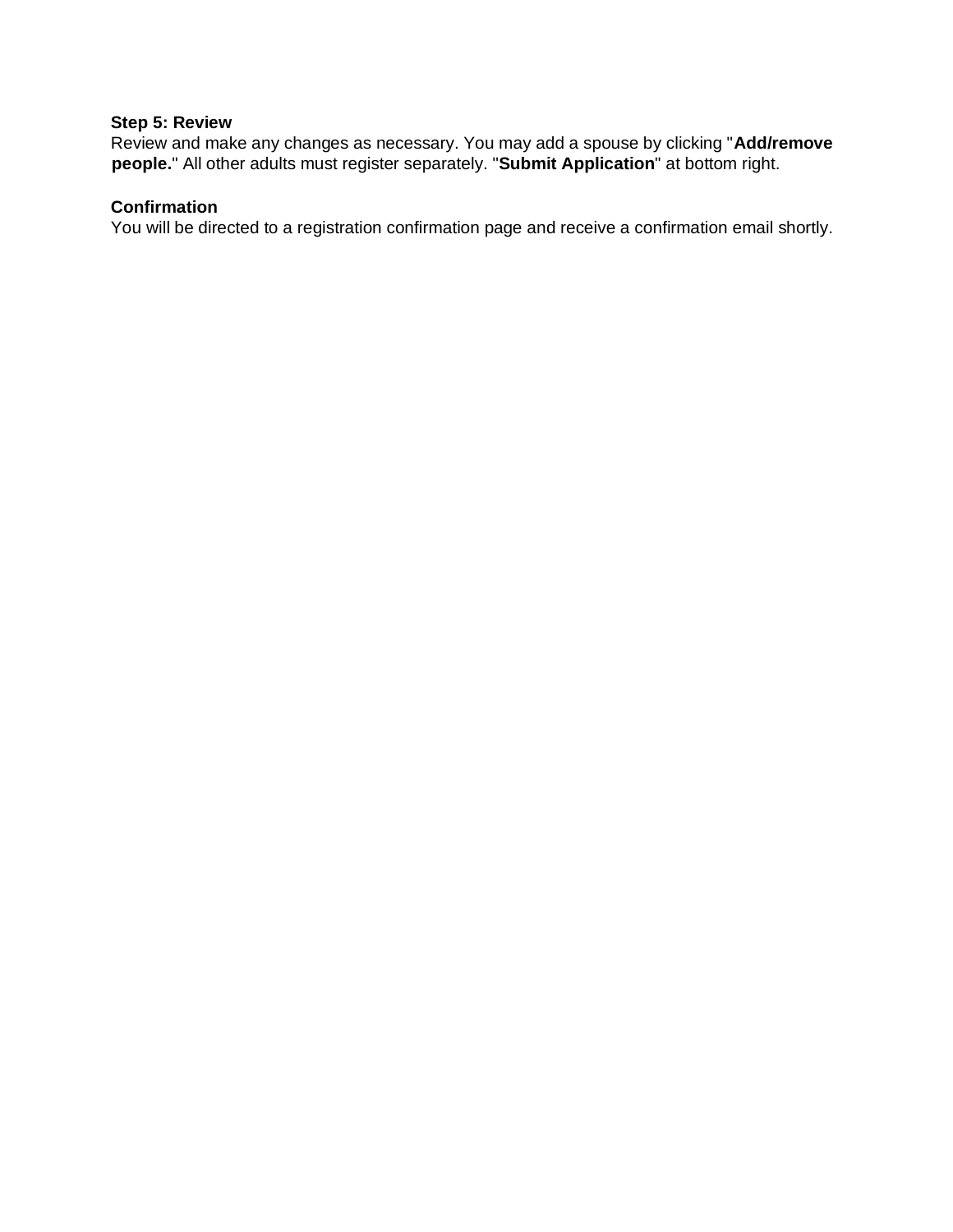**Step 5: Review**
Review and make any changes as necessary. You may add a spouse by clicking "**Add/remove people.**" All other adults must register separately. "**Submit Application**" at bottom right.

**Confirmation**
You will be directed to a registration confirmation page and receive a confirmation email shortly.